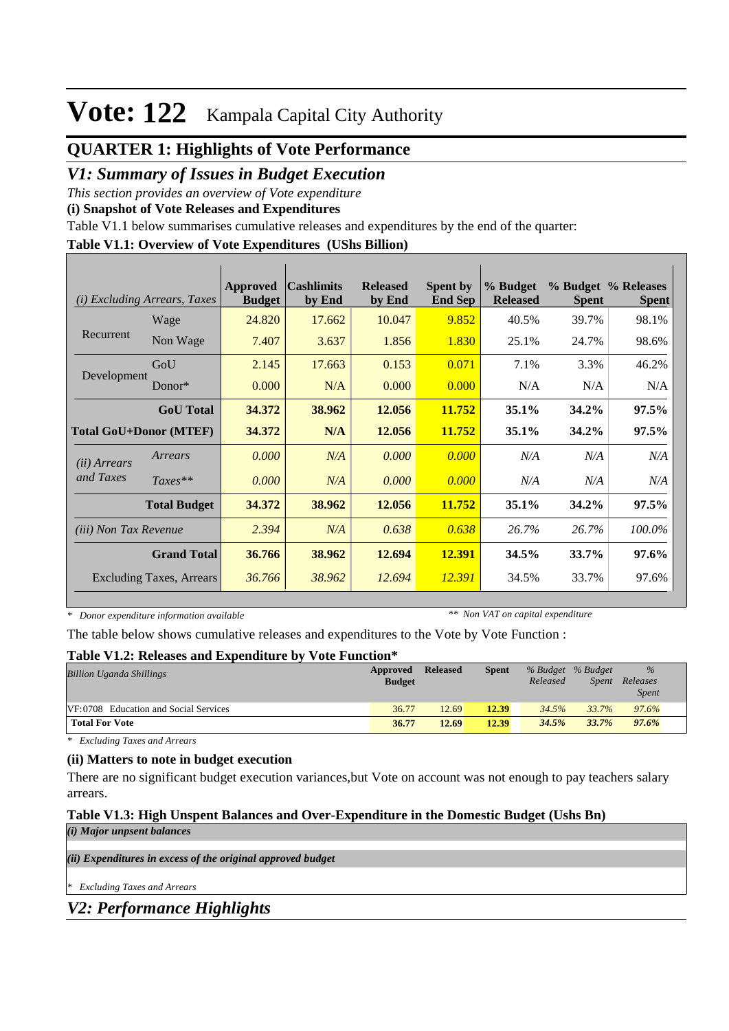# Vote: 122 Kampala Capital City Authority

## QUARTER 1: Highlights of Vote Performance

## *V1: Summary of Issues in Budget Execution*

*This section provides an overview of Vote expenditure*

**(i) Snapshot of Vote Releases and Expenditures**

Table V1.1 below summarises cumulative releases and expenditures by the end of the quarter:

**Table V1.1: Overview of Vote Expenditures (UShs Billion)**

| *(i) Excluding Arrears, Taxes* | | Approved Budget | Cashlimits by End | Released by End | Spent by End Sep | % Budget Released | % Budget Spent | % Releases Spent |
|---|---|---|---|---|---|---|---|---|
| Recurrent | Wage | 24.820 | 17.662 | 10.047 | 9.852 | 40.5% | 39.7% | 98.1% |
| | Non Wage | 7.407 | 3.637 | 1.856 | 1.830 | 25.1% | 24.7% | 98.6% |
| Development | GoU | 2.145 | 17.663 | 0.153 | 0.071 | 7.1% | 3.3% | 46.2% |
| | Donor* | 0.000 | N/A | 0.000 | 0.000 | N/A | N/A | N/A |
| | **GoU Total** | **34.372** | **38.962** | **12.056** | **11.752** | **35.1%** | **34.2%** | **97.5%** |
| **Total GoU+Donor (MTEF)** | | **34.372** | **N/A** | **12.056** | **11.752** | **35.1%** | **34.2%** | **97.5%** |
| *(ii) Arrears and Taxes* | *Arrears* | *0.000* | *N/A* | *0.000* | *0.000* | *N/A* | *N/A* | *N/A* |
| | *Taxes*** | *0.000* | *N/A* | *0.000* | *0.000* | *N/A* | *N/A* | *N/A* |
| | **Total Budget** | **34.372** | **38.962** | **12.056** | **11.752** | **35.1%** | **34.2%** | **97.5%** |
| *(iii) Non Tax Revenue* | | *2.394* | *N/A* | *0.638* | *0.638* | *26.7%* | *26.7%* | *100.0%* |
| | **Grand Total** | **36.766** | **38.962** | **12.694** | **12.391** | **34.5%** | **33.7%** | **97.6%** |
| | Excluding Taxes, Arrears | *36.766* | *38.962* | *12.694* | *12.391* | 34.5% | 33.7% | 97.6% |

*\* Donor expenditure information available* *\*\* Non VAT on capital expenditure*

The table below shows cumulative releases and expenditures to the Vote by Vote Function :

**Table V1.2: Releases and Expenditure by Vote Function***

| *Billion Uganda Shillings* | Approved Budget | Released | Spent | *% Budget Released* | *% Budget Spent* | *% Releases Spent* |
|---|---|---|---|---|---|---|
| VF:0708 Education and Social Services | 36.77 | 12.69 | **12.39** | *34.5%* | *33.7%* | *97.6%* |
| **Total For Vote** | **36.77** | **12.69** | **12.39** | ***34.5%*** | ***33.7%*** | ***97.6%*** |

*\* Excluding Taxes and Arrears*

**(ii) Matters to note in budget execution**

There are no significant budget execution variances,but Vote on account was not enough to pay teachers salary arrears.

**Table V1.3: High Unspent Balances and Over-Expenditure in the Domestic Budget (Ushs Bn)**

***(i) Major unpsent balances***

***(ii) Expenditures in excess of the original approved budget***

*\* Excluding Taxes and Arrears*

## *V2: Performance Highlights*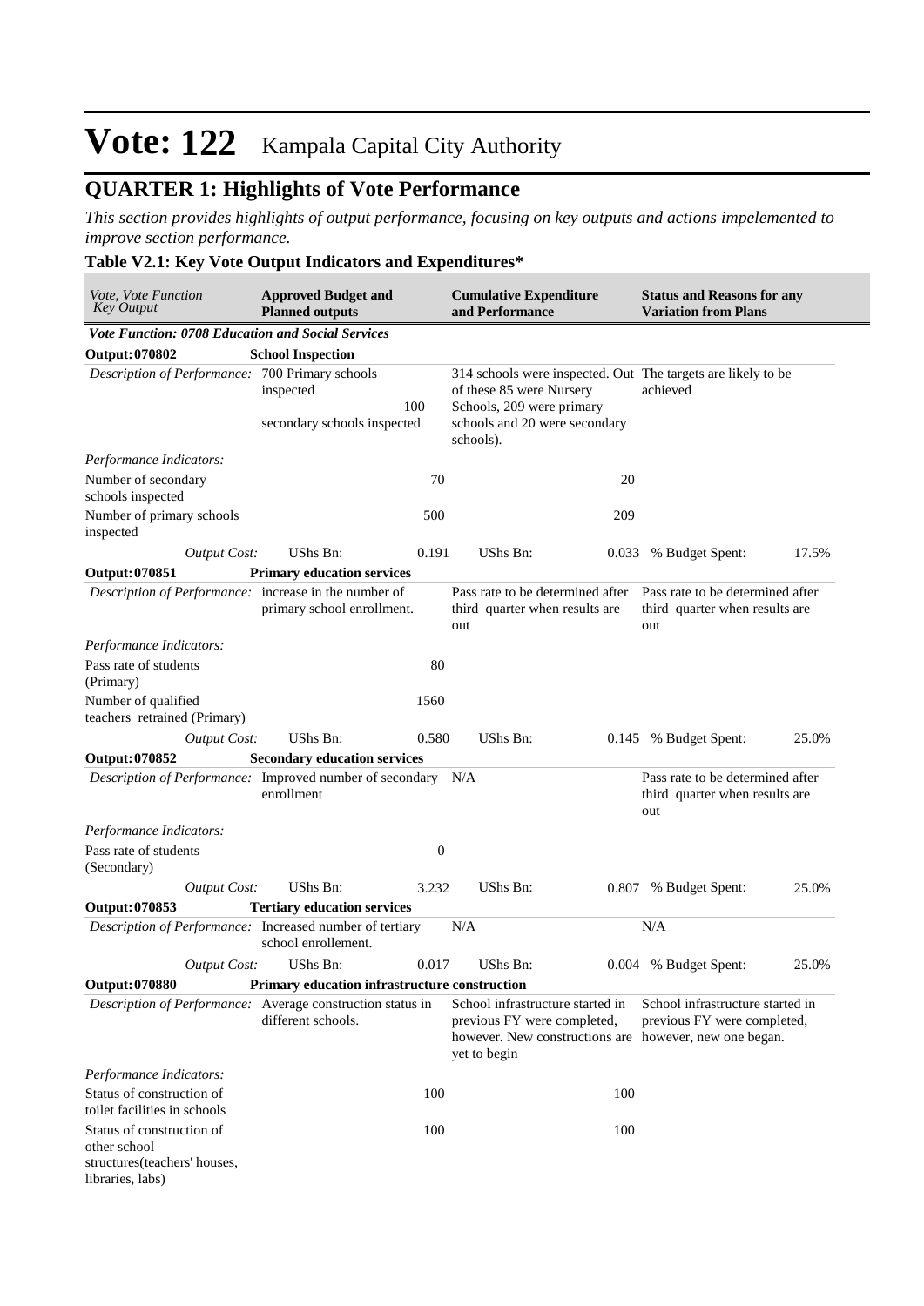# Vote: 122 Kampala Capital City Authority

## QUARTER 1: Highlights of Vote Performance

*This section provides highlights of output performance, focusing on key outputs and actions impelemented to improve section performance.*

**Table V2.1: Key Vote Output Indicators and Expenditures\***

| *Vote, Vote Function Key Output* | **Approved Budget and Planned outputs** | | **Cumulative Expenditure and Performance** | | **Status and Reasons for any Variation from Plans** | |
|---|---|---|---|---|---|---|
| ***Vote Function: 0708 Education and Social Services*** | | | | | | |
| **Output: 070802** | **School Inspection** | | | | | |
| *Description of Performance:* | 700 Primary schools inspected 100 secondary schools inspected | | 314 schools were inspected. Out of these 85 were Nursery Schools, 209 were primary schools and 20 were secondary schools). | | The targets are likely to be achieved | |
| *Performance Indicators:* | | | | | | |
| Number of secondary schools inspected | | 70 | | 20 | | |
| Number of primary schools inspected | | 500 | | 209 | | |
| *Output Cost:* | UShs Bn: | 0.191 | UShs Bn: | 0.033 | % Budget Spent: | 17.5% |
| **Output: 070851** | **Primary education services** | | | | | |
| *Description of Performance:* | increase in the number of primary school enrollment. | | Pass rate to be determined after third quarter when results are out | | Pass rate to be determined after third quarter when results are out | |
| *Performance Indicators:* | | | | | | |
| Pass rate of students (Primary) | | 80 | | | | |
| Number of qualified teachers retrained (Primary) | | 1560 | | | | |
| *Output Cost:* | UShs Bn: | 0.580 | UShs Bn: | 0.145 | % Budget Spent: | 25.0% |
| **Output: 070852** | **Secondary education services** | | | | | |
| *Description of Performance:* | Improved number of secondary enrollment | | N/A | | Pass rate to be determined after third quarter when results are out | |
| *Performance Indicators:* | | | | | | |
| Pass rate of students (Secondary) | | 0 | | | | |
| *Output Cost:* | UShs Bn: | 3.232 | UShs Bn: | 0.807 | % Budget Spent: | 25.0% |
| **Output: 070853** | **Tertiary education services** | | | | | |
| *Description of Performance:* | Increased number of tertiary school enrollement. | | N/A | | N/A | |
| *Output Cost:* | UShs Bn: | 0.017 | UShs Bn: | 0.004 | % Budget Spent: | 25.0% |
| **Output: 070880** | **Primary education infrastructure construction** | | | | | |
| *Description of Performance:* | Average construction status in different schools. | | School infrastructure started in previous FY were completed, however. New constructions are yet to begin | | School infrastructure started in previous FY were completed, however, new one began. | |
| *Performance Indicators:* | | | | | | |
| Status of construction of toilet facilities in schools | | 100 | | 100 | | |
| Status of construction of other school structures(teachers' houses, libraries, labs) | | 100 | | 100 | | |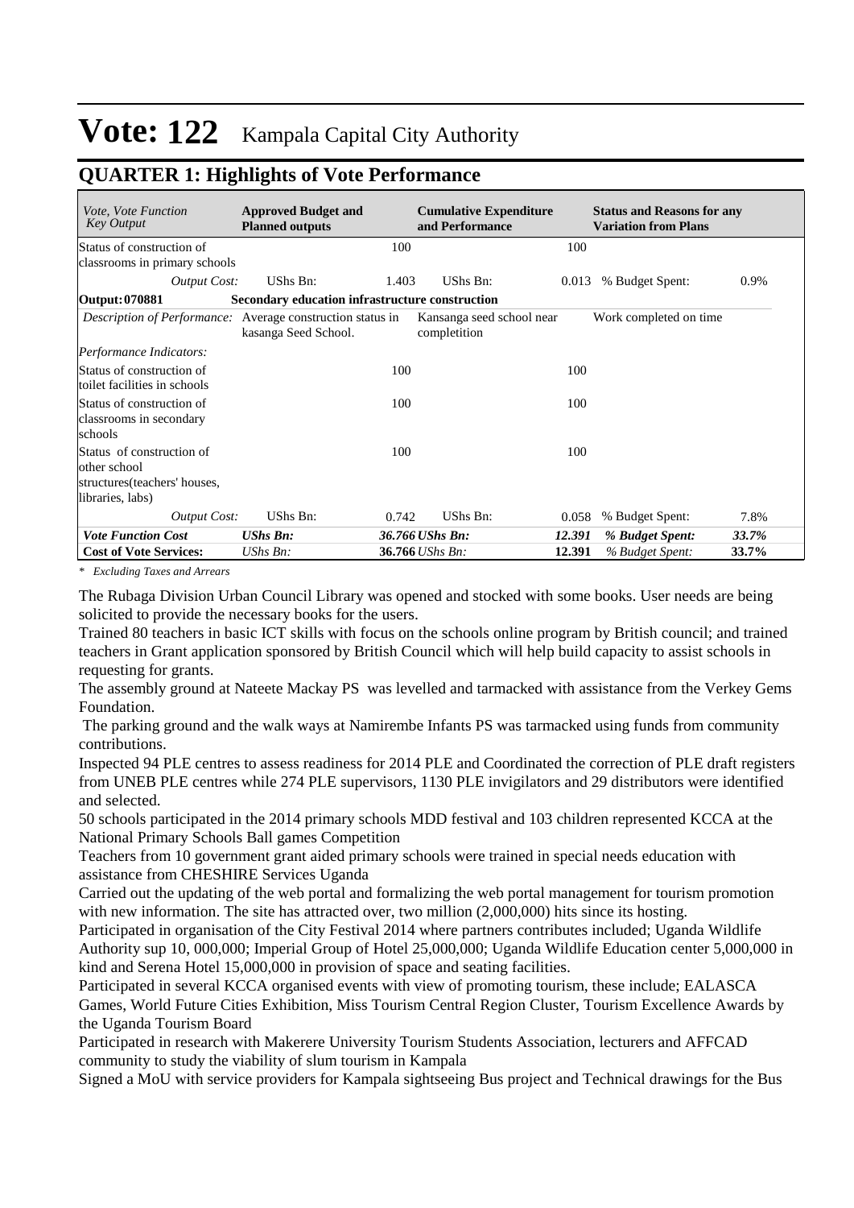# Vote: 122 Kampala Capital City Authority

## QUARTER 1: Highlights of Vote Performance

| *Vote, Vote Function Key Output* | **Approved Budget and Planned outputs** | | **Cumulative Expenditure and Performance** | | **Status and Reasons for any Variation from Plans** | |
|---|---|---|---|---|---|---|
| Status of construction of classrooms in primary schools | | 100 | | 100 | | |
| *Output Cost:* | UShs Bn: | 1.403 | UShs Bn: | 0.013 | % Budget Spent: | 0.9% |
| **Output: 070881** | **Secondary education infrastructure construction** | | | | | |
| *Description of Performance:* | Average construction status in kasanga Seed School. | | Kansanga seed school near completion | | Work completed on time | |
| *Performance Indicators:* | | | | | | |
| Status of construction of toilet facilities in schools | | 100 | | 100 | | |
| Status of construction of classrooms in secondary schools | | 100 | | 100 | | |
| Status of construction of other school structures(teachers' houses, libraries, labs) | | 100 | | 100 | | |
| *Output Cost:* | UShs Bn: | 0.742 | UShs Bn: | 0.058 | % Budget Spent: | 7.8% |
| ***Vote Function Cost*** | ***UShs Bn:*** | ***36.766*** | ***UShs Bn:*** | ***12.391*** | ***% Budget Spent:*** | ***33.7%*** |
| **Cost of Vote Services:** | *UShs Bn:* | **36.766** | *UShs Bn:* | **12.391** | *% Budget Spent:* | **33.7%** |

*\* Excluding Taxes and Arrears*

The Rubaga Division Urban Council Library was opened and stocked with some books. User needs are being solicited to provide the necessary books for the users.

Trained 80 teachers in basic ICT skills with focus on the schools online program by British council; and trained teachers in Grant application sponsored by British Council which will help build capacity to assist schools in requesting for grants.

The assembly ground at Nateete Mackay PS was levelled and tarmacked with assistance from the Verkey Gems Foundation.

The parking ground and the walk ways at Namirembe Infants PS was tarmacked using funds from community contributions.

Inspected 94 PLE centres to assess readiness for 2014 PLE and Coordinated the correction of PLE draft registers from UNEB PLE centres while 274 PLE supervisors, 1130 PLE invigilators and 29 distributors were identified and selected.

50 schools participated in the 2014 primary schools MDD festival and 103 children represented KCCA at the National Primary Schools Ball games Competition

Teachers from 10 government grant aided primary schools were trained in special needs education with assistance from CHESHIRE Services Uganda

Carried out the updating of the web portal and formalizing the web portal management for tourism promotion with new information. The site has attracted over, two million (2,000,000) hits since its hosting.

Participated in organisation of the City Festival 2014 where partners contributes included; Uganda Wildlife Authority sup 10, 000,000; Imperial Group of Hotel 25,000,000; Uganda Wildlife Education center 5,000,000 in kind and Serena Hotel 15,000,000 in provision of space and seating facilities.

Participated in several KCCA organised events with view of promoting tourism, these include; EALASCA Games, World Future Cities Exhibition, Miss Tourism Central Region Cluster, Tourism Excellence Awards by the Uganda Tourism Board

Participated in research with Makerere University Tourism Students Association, lecturers and AFFCAD community to study the viability of slum tourism in Kampala

Signed a MoU with service providers for Kampala sightseeing Bus project and Technical drawings for the Bus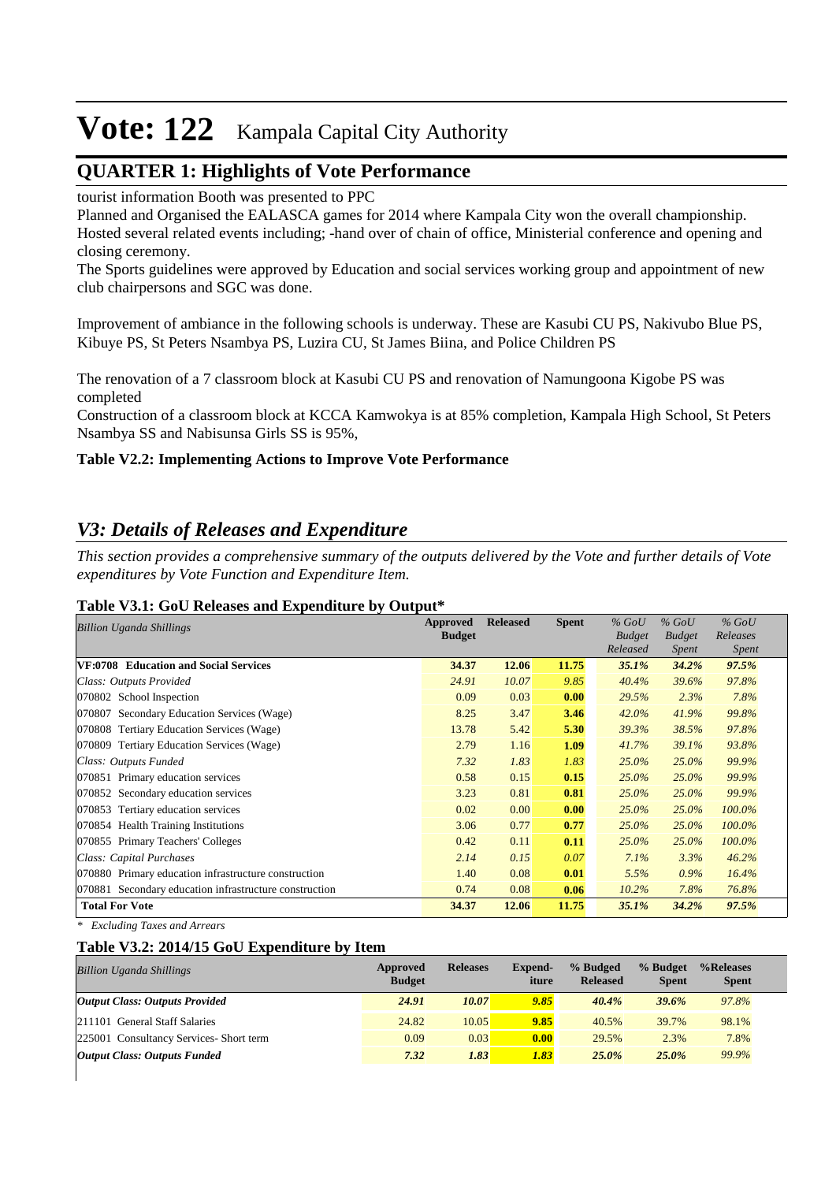# Vote: 122 Kampala Capital City Authority

## QUARTER 1: Highlights of Vote Performance

tourist information Booth was presented to PPC
Planned and Organised the EALASCA games for 2014 where Kampala City won the overall championship.
Hosted several related events including; -hand over of chain of office, Ministerial conference and opening and closing ceremony.
The Sports guidelines were approved by Education and social services working group and appointment of new club chairpersons and SGC was done.

Improvement of ambiance in the following schools is underway. These are Kasubi CU PS, Nakivubo Blue PS, Kibuye PS, St Peters Nsambya PS, Luzira CU, St James Biina, and Police Children PS

The renovation of a 7 classroom block at Kasubi CU PS and renovation of Namungoona Kigobe PS was completed
Construction of a classroom block at KCCA Kamwokya is at 85% completion, Kampala High School, St Peters Nsambya SS and Nabisunsa Girls SS is 95%,

**Table V2.2: Implementing Actions to Improve Vote Performance**

## *V3: Details of Releases and Expenditure*

*This section provides a comprehensive summary of the outputs delivered by the Vote and further details of Vote expenditures by Vote Function and Expenditure Item.*

**Table V3.1: GoU Releases and Expenditure by Output***

| *Billion Uganda Shillings* | Approved Budget | Released | Spent | *% GoU Budget Released* | *% GoU Budget Spent* | *% GoU Releases Spent* |
|---|---|---|---|---|---|---|
| **VF:0708 Education and Social Services** | **34.37** | **12.06** | **11.75** | ***35.1%*** | ***34.2%*** | ***97.5%*** |
| *Class: Outputs Provided* | *24.91* | *10.07* | *9.85* | *40.4%* | *39.6%* | *97.8%* |
| 070802 School Inspection | 0.09 | 0.03 | **0.00** | *29.5%* | *2.3%* | *7.8%* |
| 070807 Secondary Education Services (Wage) | 8.25 | 3.47 | **3.46** | *42.0%* | *41.9%* | *99.8%* |
| 070808 Tertiary Education Services (Wage) | 13.78 | 5.42 | **5.30** | *39.3%* | *38.5%* | *97.8%* |
| 070809 Tertiary Education Services (Wage) | 2.79 | 1.16 | **1.09** | *41.7%* | *39.1%* | *93.8%* |
| *Class: Outputs Funded* | *7.32* | *1.83* | *1.83* | *25.0%* | *25.0%* | *99.9%* |
| 070851 Primary education services | 0.58 | 0.15 | **0.15** | *25.0%* | *25.0%* | *99.9%* |
| 070852 Secondary education services | 3.23 | 0.81 | **0.81** | *25.0%* | *25.0%* | *99.9%* |
| 070853 Tertiary education services | 0.02 | 0.00 | **0.00** | *25.0%* | *25.0%* | *100.0%* |
| 070854 Health Training Institutions | 3.06 | 0.77 | **0.77** | *25.0%* | *25.0%* | *100.0%* |
| 070855 Primary Teachers' Colleges | 0.42 | 0.11 | **0.11** | *25.0%* | *25.0%* | *100.0%* |
| *Class: Capital Purchases* | *2.14* | *0.15* | *0.07* | *7.1%* | *3.3%* | *46.2%* |
| 070880 Primary education infrastructure construction | 1.40 | 0.08 | **0.01** | *5.5%* | *0.9%* | *16.4%* |
| 070881 Secondary education infrastructure construction | 0.74 | 0.08 | **0.06** | *10.2%* | *7.8%* | *76.8%* |
| **Total For Vote** | **34.37** | **12.06** | **11.75** | ***35.1%*** | ***34.2%*** | ***97.5%*** |

\* *Excluding Taxes and Arrears*

**Table V3.2: 2014/15 GoU Expenditure by Item**

| *Billion Uganda Shillings* | Approved Budget | Releases | Expend-iture | % Budged Released | % Budget Spent | %Releases Spent |
|---|---|---|---|---|---|---|
| ***Output Class: Outputs Provided*** | ***24.91*** | ***10.07*** | ***9.85*** | ***40.4%*** | ***39.6%*** | *97.8%* |
| 211101 General Staff Salaries | 24.82 | 10.05 | **9.85** | 40.5% | 39.7% | 98.1% |
| 225001 Consultancy Services- Short term | 0.09 | 0.03 | **0.00** | 29.5% | 2.3% | 7.8% |
| ***Output Class: Outputs Funded*** | ***7.32*** | ***1.83*** | ***1.83*** | ***25.0%*** | ***25.0%*** | *99.9%* |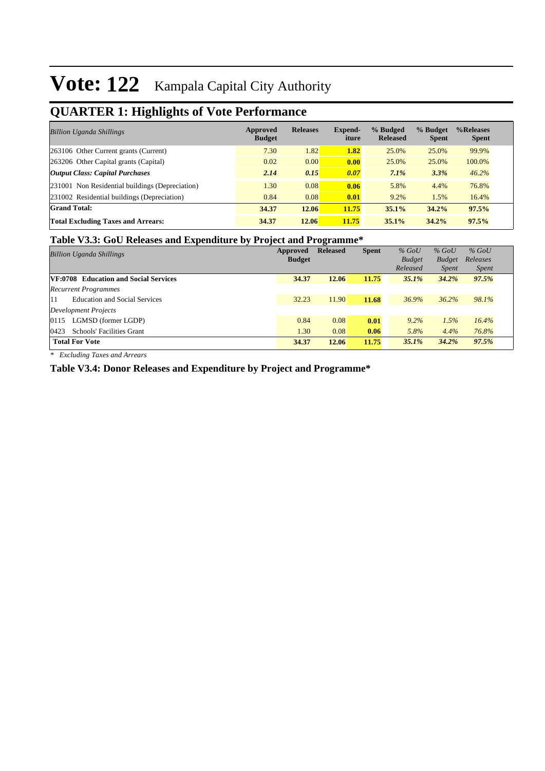# Vote: 122 Kampala Capital City Authority

## QUARTER 1: Highlights of Vote Performance

| *Billion Uganda Shillings* | Approved Budget | Releases | Expend-iture | % Budged Released | % Budget Spent | %Releases Spent |
|---|---|---|---|---|---|---|
| 263106 Other Current grants (Current) | 7.30 | 1.82 | **1.82** | 25.0% | 25.0% | 99.9% |
| 263206 Other Capital grants (Capital) | 0.02 | 0.00 | **0.00** | 25.0% | 25.0% | 100.0% |
| ***Output Class: Capital Purchases*** | ***2.14*** | ***0.15*** | ***0.07*** | ***7.1%*** | ***3.3%*** | *46.2%* |
| 231001 Non Residential buildings (Depreciation) | 1.30 | 0.08 | **0.06** | 5.8% | 4.4% | 76.8% |
| 231002 Residential buildings (Depreciation) | 0.84 | 0.08 | **0.01** | 9.2% | 1.5% | 16.4% |
| **Grand Total:** | **34.37** | **12.06** | **11.75** | **35.1%** | **34.2%** | **97.5%** |
| **Total Excluding Taxes and Arrears:** | **34.37** | **12.06** | **11.75** | **35.1%** | **34.2%** | **97.5%** |

### Table V3.3: GoU Releases and Expenditure by Project and Programme*

| *Billion Uganda Shillings* | Approved Budget | Released | Spent | *% GoU Budget Released* | *% GoU Budget Spent* | *% GoU Releases Spent* |
|---|---|---|---|---|---|---|
| **VF:0708 Education and Social Services** | **34.37** | **12.06** | **11.75** | ***35.1%*** | ***34.2%*** | ***97.5%*** |
| *Recurrent Programmes* | | | | | | |
| 11 Education and Social Services | 32.23 | 11.90 | **11.68** | *36.9%* | *36.2%* | *98.1%* |
| *Development Projects* | | | | | | |
| 0115 LGMSD (former LGDP) | 0.84 | 0.08 | **0.01** | *9.2%* | *1.5%* | *16.4%* |
| 0423 Schools' Facilities Grant | 1.30 | 0.08 | **0.06** | *5.8%* | *4.4%* | *76.8%* |
| **Total For Vote** | **34.37** | **12.06** | **11.75** | ***35.1%*** | ***34.2%*** | ***97.5%*** |

*\* Excluding Taxes and Arrears*

### Table V3.4: Donor Releases and Expenditure by Project and Programme*